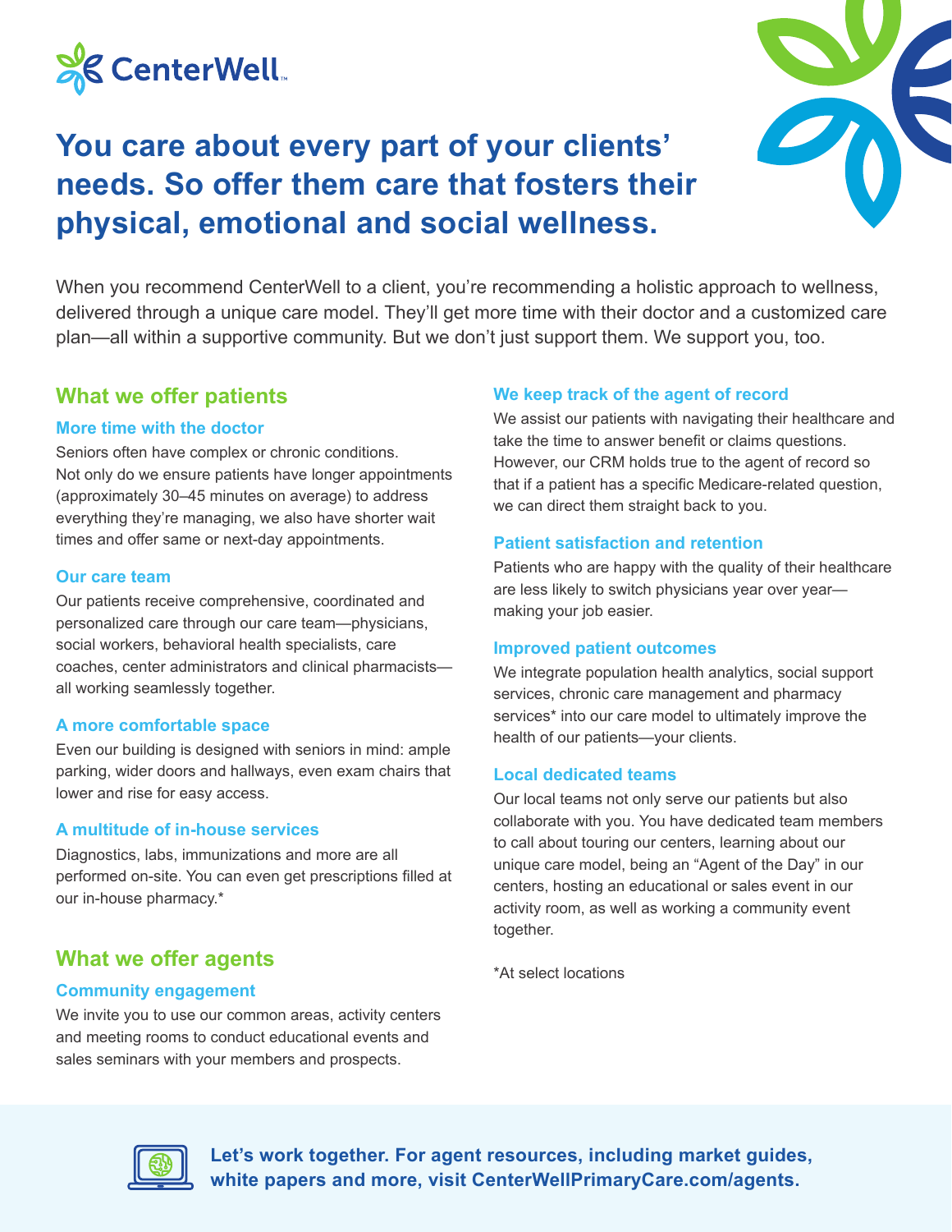CenterWell™

# You care about every part of your clients' needs. So offer them care that fosters their physical, emotional and social wellness.

When you recommend CenterWell to a client, you're recommending a holistic approach to wellness, delivered through a unique care model. They'll get more time with their doctor and a customized care plan—all within a supportive community. But we don't just support them. We support you, too.

## What we offer patients

### More time with the doctor

Seniors often have complex or chronic conditions. Not only do we ensure patients have longer appointments (approximately 30–45 minutes on average) to address everything they're managing, we also have shorter wait times and offer same or next-day appointments.

### Our care team

Our patients receive comprehensive, coordinated and personalized care through our care team—physicians, social workers, behavioral health specialists, care coaches, center administrators and clinical pharmacists—all working seamlessly together.

### A more comfortable space

Even our building is designed with seniors in mind: ample parking, wider doors and hallways, even exam chairs that lower and rise for easy access.

### A multitude of in-house services

Diagnostics, labs, immunizations and more are all performed on-site. You can even get prescriptions filled at our in-house pharmacy.*

## What we offer agents

### Community engagement

We invite you to use our common areas, activity centers and meeting rooms to conduct educational events and sales seminars with your members and prospects.

### We keep track of the agent of record

We assist our patients with navigating their healthcare and take the time to answer benefit or claims questions. However, our CRM holds true to the agent of record so that if a patient has a specific Medicare-related question, we can direct them straight back to you.

### Patient satisfaction and retention

Patients who are happy with the quality of their healthcare are less likely to switch physicians year over year—making your job easier.

### Improved patient outcomes

We integrate population health analytics, social support services, chronic care management and pharmacy services* into our care model to ultimately improve the health of our patients—your clients.

### Local dedicated teams

Our local teams not only serve our patients but also collaborate with you. You have dedicated team members to call about touring our centers, learning about our unique care model, being an "Agent of the Day" in our centers, hosting an educational or sales event in our activity room, as well as working a community event together.

*At select locations

**Let's work together. For agent resources, including market guides, white papers and more, visit CenterWellPrimaryCare.com/agents.**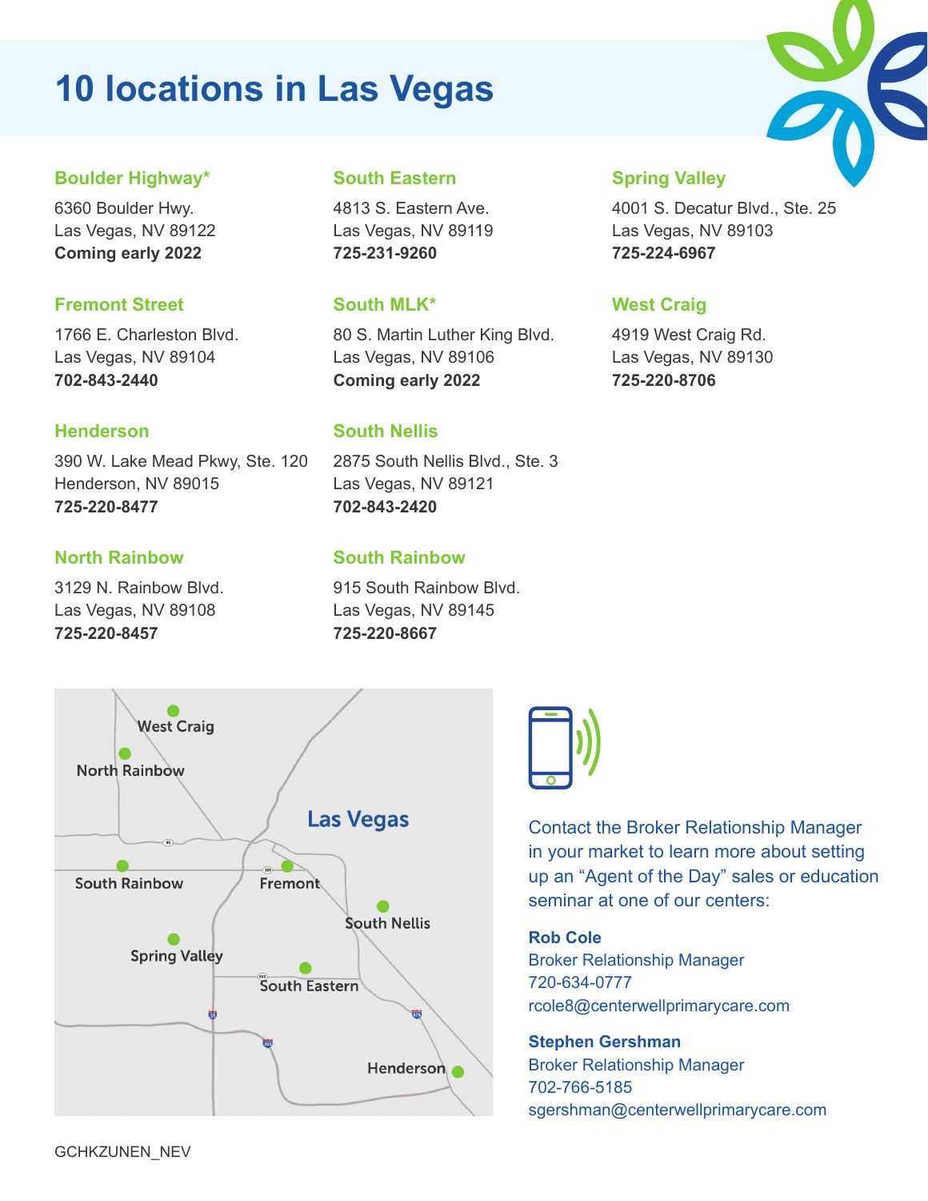# 10 locations in Las Vegas

### Boulder Highway*

6360 Boulder Hwy.
Las Vegas, NV 89122
**Coming early 2022**

### Fremont Street

1766 E. Charleston Blvd.
Las Vegas, NV 89104
**702-843-2440**

### Henderson

390 W. Lake Mead Pkwy, Ste. 120
Henderson, NV 89015
**725-220-8477**

### North Rainbow

3129 N. Rainbow Blvd.
Las Vegas, NV 89108
**725-220-8457**

### South Eastern

4813 S. Eastern Ave.
Las Vegas, NV 89119
**725-231-9260**

### South MLK*

80 S. Martin Luther King Blvd.
Las Vegas, NV 89106
**Coming early 2022**

### South Nellis

2875 South Nellis Blvd., Ste. 3
Las Vegas, NV 89121
**702-843-2420**

### South Rainbow

915 South Rainbow Blvd.
Las Vegas, NV 89145
**725-220-8667**

### Spring Valley

4001 S. Decatur Blvd., Ste. 25
Las Vegas, NV 89103
**725-224-6967**

### West Craig

4919 West Craig Rd.
Las Vegas, NV 89130
**725-220-8706**

West Craig
North Rainbow
Las Vegas
South Rainbow
Fremont
South Nellis
Spring Valley
South Eastern
Henderson

Contact the Broker Relationship Manager in your market to learn more about setting up an “Agent of the Day” sales or education seminar at one of our centers:

**Rob Cole**
Broker Relationship Manager
720-634-0777
rcole8@centerwellprimarycare.com

**Stephen Gershman**
Broker Relationship Manager
702-766-5185
sgershman@centerwellprimarycare.com

GCHKZUNEN_NEV